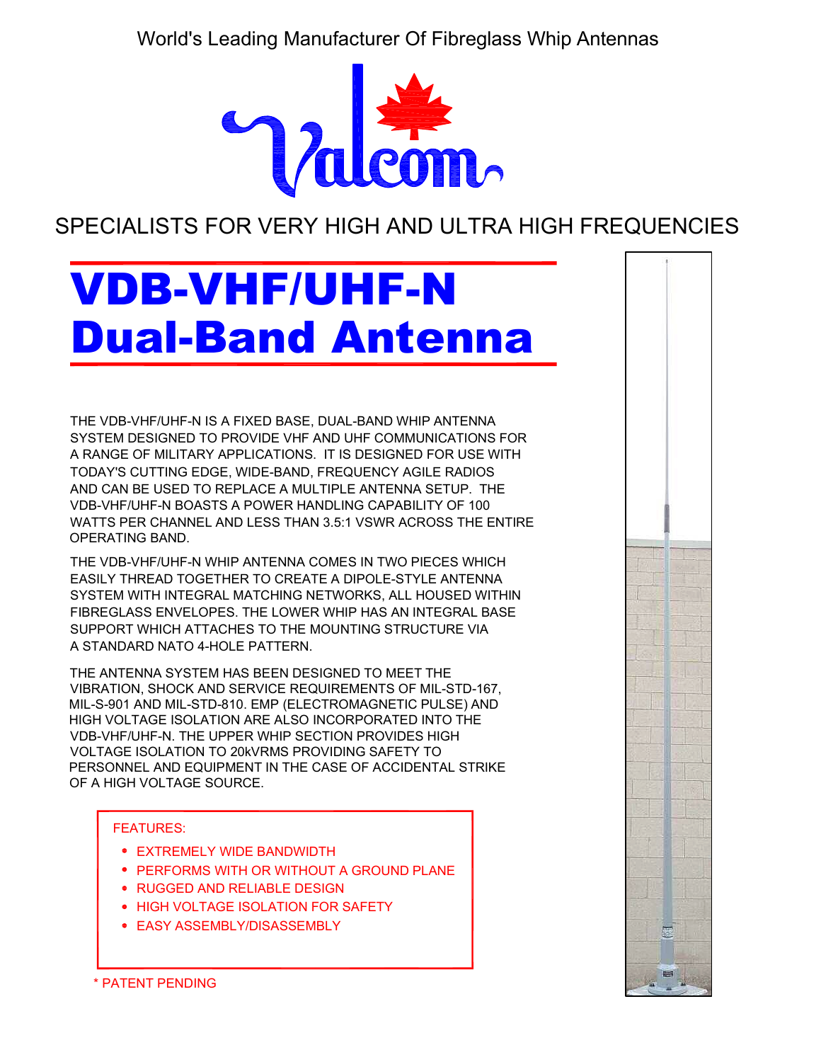World's Leading Manufacturer Of Fibreglass Whip Antennas

Valcom

SPECIALISTS FOR VERY HIGH AND ULTRA HIGH FREQUENCIES

# VDB-VHF/UHF-N Dual-Band Antenna

THE VDB-VHF/UHF-N IS A FIXED BASE, DUAL-BAND WHIP ANTENNA SYSTEM DESIGNED TO PROVIDE VHF AND UHF COMMUNICATIONS FOR A RANGE OF MILITARY APPLICATIONS. IT IS DESIGNED FOR USE WITH TODAY'S CUTTING EDGE, WIDE-BAND, FREQUENCY AGILE RADIOS AND CAN BE USED TO REPLACE A MULTIPLE ANTENNA SETUP. THE VDB-VHF/UHF-N BOASTS A POWER HANDLING CAPABILITY OF 100 WATTS PER CHANNEL AND LESS THAN 3.5:1 VSWR ACROSS THE ENTIRE OPERATING BAND.

THE VDB-VHF/UHF-N WHIP ANTENNA COMES IN TWO PIECES WHICH EASILY THREAD TOGETHER TO CREATE A DIPOLE-STYLE ANTENNA SYSTEM WITH INTEGRAL MATCHING NETWORKS, ALL HOUSED WITHIN FIBREGLASS ENVELOPES. THE LOWER WHIP HAS AN INTEGRAL BASE SUPPORT WHICH ATTACHES TO THE MOUNTING STRUCTURE VIA A STANDARD NATO 4-HOLE PATTERN.

THE ANTENNA SYSTEM HAS BEEN DESIGNED TO MEET THE VIBRATION, SHOCK AND SERVICE REQUIREMENTS OF MIL-STD-167, MIL-S-901 AND MIL-STD-810. EMP (ELECTROMAGNETIC PULSE) AND HIGH VOLTAGE ISOLATION ARE ALSO INCORPORATED INTO THE VDB-VHF/UHF-N. THE UPPER WHIP SECTION PROVIDES HIGH VOLTAGE ISOLATION TO 20kVRMS PROVIDING SAFETY TO PERSONNEL AND EQUIPMENT IN THE CASE OF ACCIDENTAL STRIKE OF A HIGH VOLTAGE SOURCE.

FEATURES:

- EXTREMELY WIDE BANDWIDTH
- PERFORMS WITH OR WITHOUT A GROUND PLANE
- RUGGED AND RELIABLE DESIGN
- HIGH VOLTAGE ISOLATION FOR SAFETY
- EASY ASSEMBLY/DISASSEMBLY

* PATENT PENDING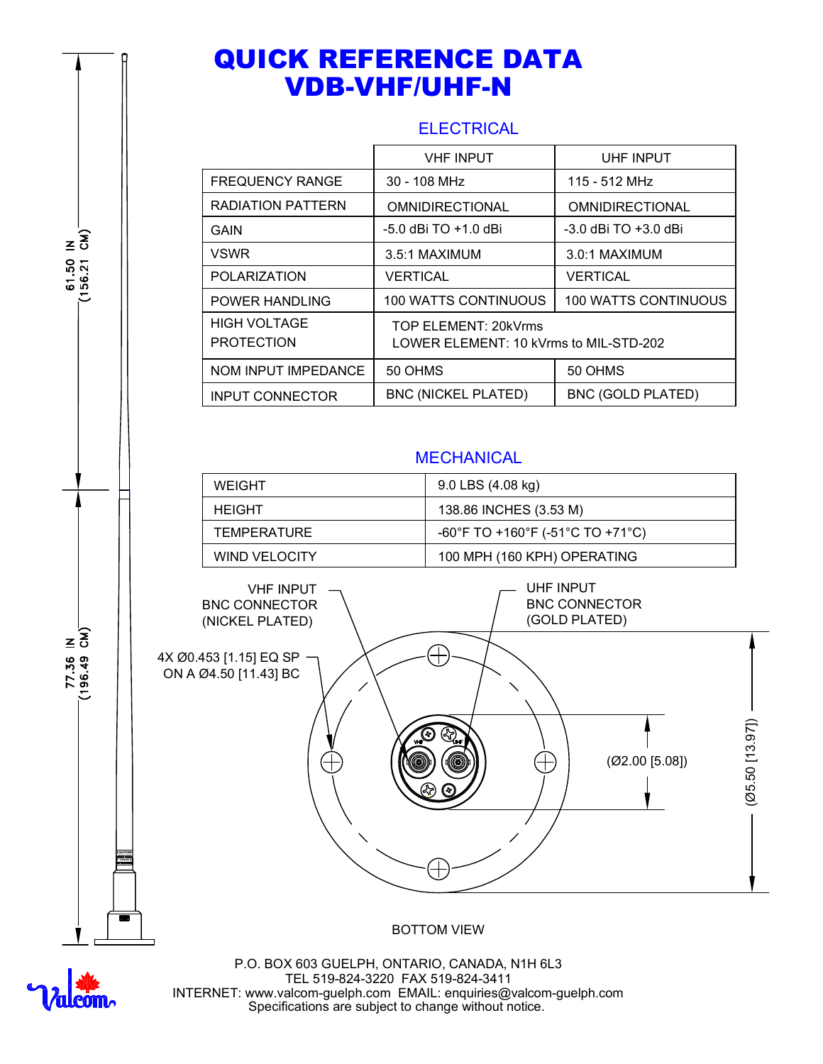# QUICK REFERENCE DATA
# VDB-VHF/UHF-N

## ELECTRICAL

| | VHF INPUT | UHF INPUT |
|---|---|---|
| FREQUENCY RANGE | 30 - 108 MHz | 115 - 512 MHz |
| RADIATION PATTERN | OMNIDIRECTIONAL | OMNIDIRECTIONAL |
| GAIN | -5.0 dBi TO +1.0 dBi | -3.0 dBi TO +3.0 dBi |
| VSWR | 3.5:1 MAXIMUM | 3.0:1 MAXIMUM |
| POLARIZATION | VERTICAL | VERTICAL |
| POWER HANDLING | 100 WATTS CONTINUOUS | 100 WATTS CONTINUOUS |
| HIGH VOLTAGE PROTECTION | TOP ELEMENT: 20kVrms<br>LOWER ELEMENT: 10 kVrms to MIL-STD-202 | |
| NOM INPUT IMPEDANCE | 50 OHMS | 50 OHMS |
| INPUT CONNECTOR | BNC (NICKEL PLATED) | BNC (GOLD PLATED) |

## MECHANICAL

| | |
|---|---|
| WEIGHT | 9.0 LBS (4.08 kg) |
| HEIGHT | 138.86 INCHES (3.53 M) |
| TEMPERATURE | -60°F TO +160°F (-51°C TO +71°C) |
| WIND VELOCITY | 100 MPH (160 KPH) OPERATING |

61.50 IN (156.21 CM)

77.36 IN (196.49 CM)

VHF INPUT BNC CONNECTOR (NICKEL PLATED)

UHF INPUT BNC CONNECTOR (GOLD PLATED)

4X Ø0.453 [1.15] EQ SP ON A Ø4.50 [11.43] BC

(Ø2.00 [5.08])

(Ø5.50 [13.97])

BOTTOM VIEW

P.O. BOX 603 GUELPH, ONTARIO, CANADA, N1H 6L3
TEL 519-824-3220 FAX 519-824-3411
INTERNET: www.valcom-guelph.com EMAIL: enquiries@valcom-guelph.com
Specifications are subject to change without notice.